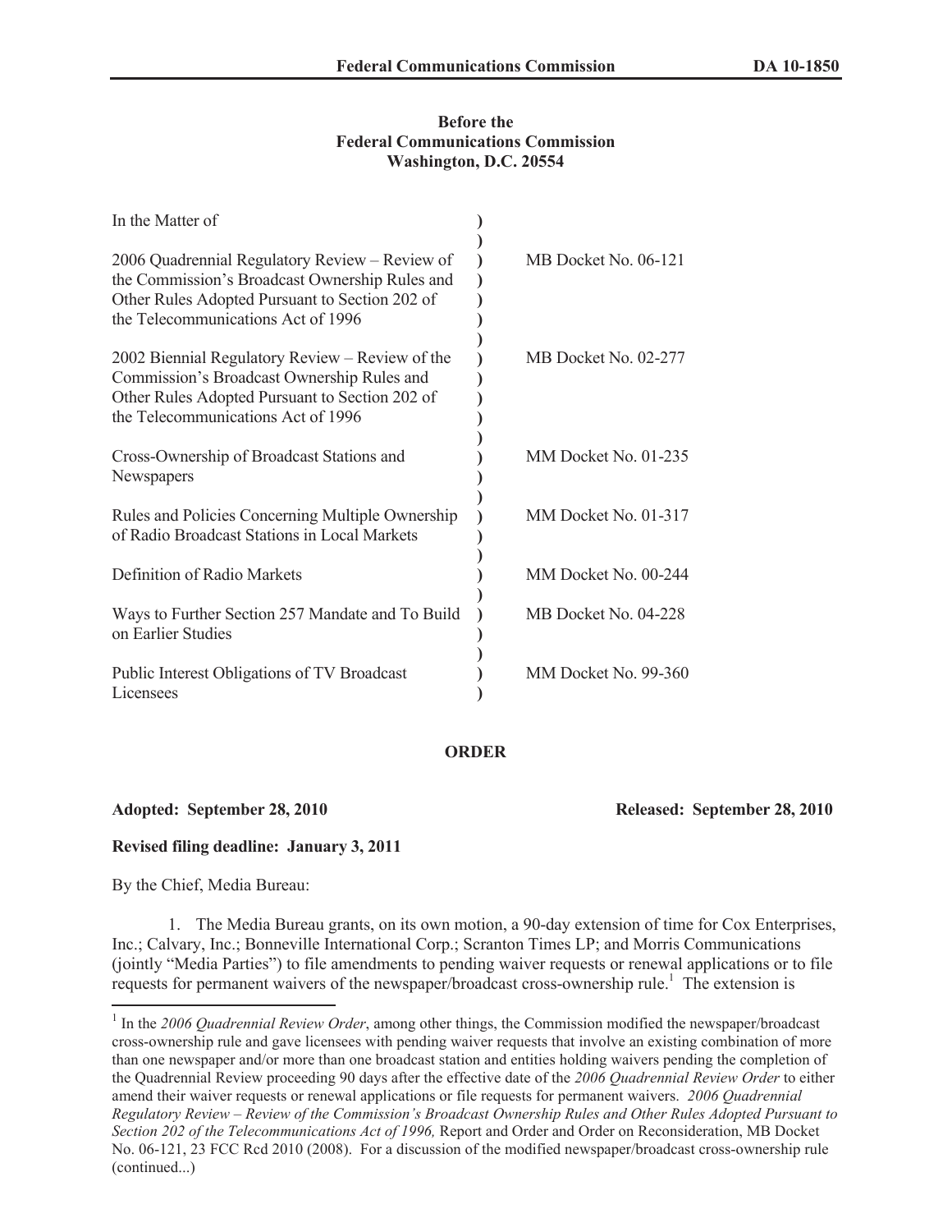**Before the**
**Federal Communications Commission**
**Washington, D.C. 20554**

| In the Matter of | |
|---|---|
| 2006 Quadrennial Regulatory Review – Review of the Commission's Broadcast Ownership Rules and Other Rules Adopted Pursuant to Section 202 of the Telecommunications Act of 1996 | MB Docket No. 06-121 |
| 2002 Biennial Regulatory Review – Review of the Commission's Broadcast Ownership Rules and Other Rules Adopted Pursuant to Section 202 of the Telecommunications Act of 1996 | MB Docket No. 02-277 |
| Cross-Ownership of Broadcast Stations and Newspapers | MM Docket No. 01-235 |
| Rules and Policies Concerning Multiple Ownership of Radio Broadcast Stations in Local Markets | MM Docket No. 01-317 |
| Definition of Radio Markets | MM Docket No. 00-244 |
| Ways to Further Section 257 Mandate and To Build on Earlier Studies | MB Docket No. 04-228 |
| Public Interest Obligations of TV Broadcast Licensees | MM Docket No. 99-360 |

## ORDER

**Adopted: September 28, 2010** **Released: September 28, 2010**

**Revised filing deadline: January 3, 2011**

By the Chief, Media Bureau:

1. The Media Bureau grants, on its own motion, a 90-day extension of time for Cox Enterprises, Inc.; Calvary, Inc.; Bonneville International Corp.; Scranton Times LP; and Morris Communications (jointly "Media Parties") to file amendments to pending waiver requests or renewal applications or to file requests for permanent waivers of the newspaper/broadcast cross-ownership rule.[1] The extension is

[1] In the *2006 Quadrennial Review Order*, among other things, the Commission modified the newspaper/broadcast cross-ownership rule and gave licensees with pending waiver requests that involve an existing combination of more than one newspaper and/or more than one broadcast station and entities holding waivers pending the completion of the Quadrennial Review proceeding 90 days after the effective date of the *2006 Quadrennial Review Order* to either amend their waiver requests or renewal applications or file requests for permanent waivers. *2006 Quadrennial Regulatory Review – Review of the Commission's Broadcast Ownership Rules and Other Rules Adopted Pursuant to Section 202 of the Telecommunications Act of 1996,* Report and Order and Order on Reconsideration, MB Docket No. 06-121, 23 FCC Rcd 2010 (2008). For a discussion of the modified newspaper/broadcast cross-ownership rule (continued...)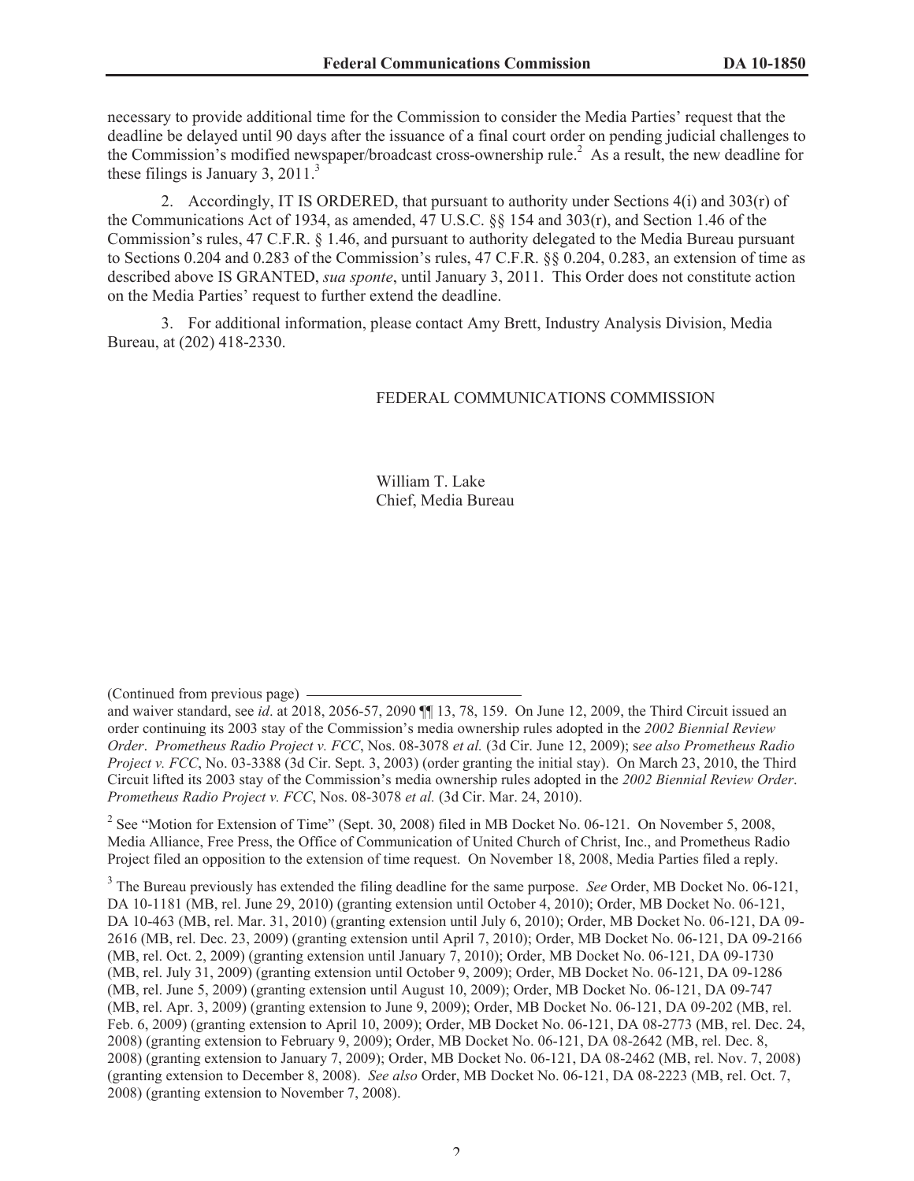necessary to provide additional time for the Commission to consider the Media Parties' request that the deadline be delayed until 90 days after the issuance of a final court order on pending judicial challenges to the Commission's modified newspaper/broadcast cross-ownership rule.[2] As a result, the new deadline for these filings is January 3, 2011.[3]

2. Accordingly, IT IS ORDERED, that pursuant to authority under Sections 4(i) and 303(r) of the Communications Act of 1934, as amended, 47 U.S.C. §§ 154 and 303(r), and Section 1.46 of the Commission's rules, 47 C.F.R. § 1.46, and pursuant to authority delegated to the Media Bureau pursuant to Sections 0.204 and 0.283 of the Commission's rules, 47 C.F.R. §§ 0.204, 0.283, an extension of time as described above IS GRANTED, *sua sponte*, until January 3, 2011. This Order does not constitute action on the Media Parties' request to further extend the deadline.

3. For additional information, please contact Amy Brett, Industry Analysis Division, Media Bureau, at (202) 418-2330.

FEDERAL COMMUNICATIONS COMMISSION

William T. Lake
Chief, Media Bureau

(Continued from previous page)

and waiver standard, see *id*. at 2018, 2056-57, 2090 ¶¶ 13, 78, 159. On June 12, 2009, the Third Circuit issued an order continuing its 2003 stay of the Commission's media ownership rules adopted in the *2002 Biennial Review Order*. *Prometheus Radio Project v. FCC*, Nos. 08-3078 *et al.* (3d Cir. June 12, 2009); s*ee also Prometheus Radio Project v. FCC*, No. 03-3388 (3d Cir. Sept. 3, 2003) (order granting the initial stay). On March 23, 2010, the Third Circuit lifted its 2003 stay of the Commission's media ownership rules adopted in the *2002 Biennial Review Order*. *Prometheus Radio Project v. FCC*, Nos. 08-3078 *et al.* (3d Cir. Mar. 24, 2010).

[2] See "Motion for Extension of Time" (Sept. 30, 2008) filed in MB Docket No. 06-121. On November 5, 2008, Media Alliance, Free Press, the Office of Communication of United Church of Christ, Inc., and Prometheus Radio Project filed an opposition to the extension of time request. On November 18, 2008, Media Parties filed a reply.

[3] The Bureau previously has extended the filing deadline for the same purpose. *See* Order, MB Docket No. 06-121, DA 10-1181 (MB, rel. June 29, 2010) (granting extension until October 4, 2010); Order, MB Docket No. 06-121, DA 10-463 (MB, rel. Mar. 31, 2010) (granting extension until July 6, 2010); Order, MB Docket No. 06-121, DA 09-2616 (MB, rel. Dec. 23, 2009) (granting extension until April 7, 2010); Order, MB Docket No. 06-121, DA 09-2166 (MB, rel. Oct. 2, 2009) (granting extension until January 7, 2010); Order, MB Docket No. 06-121, DA 09-1730 (MB, rel. July 31, 2009) (granting extension until October 9, 2009); Order, MB Docket No. 06-121, DA 09-1286 (MB, rel. June 5, 2009) (granting extension until August 10, 2009); Order, MB Docket No. 06-121, DA 09-747 (MB, rel. Apr. 3, 2009) (granting extension to June 9, 2009); Order, MB Docket No. 06-121, DA 09-202 (MB, rel. Feb. 6, 2009) (granting extension to April 10, 2009); Order, MB Docket No. 06-121, DA 08-2773 (MB, rel. Dec. 24, 2008) (granting extension to February 9, 2009); Order, MB Docket No. 06-121, DA 08-2642 (MB, rel. Dec. 8, 2008) (granting extension to January 7, 2009); Order, MB Docket No. 06-121, DA 08-2462 (MB, rel. Nov. 7, 2008) (granting extension to December 8, 2008). *See also* Order, MB Docket No. 06-121, DA 08-2223 (MB, rel. Oct. 7, 2008) (granting extension to November 7, 2008).